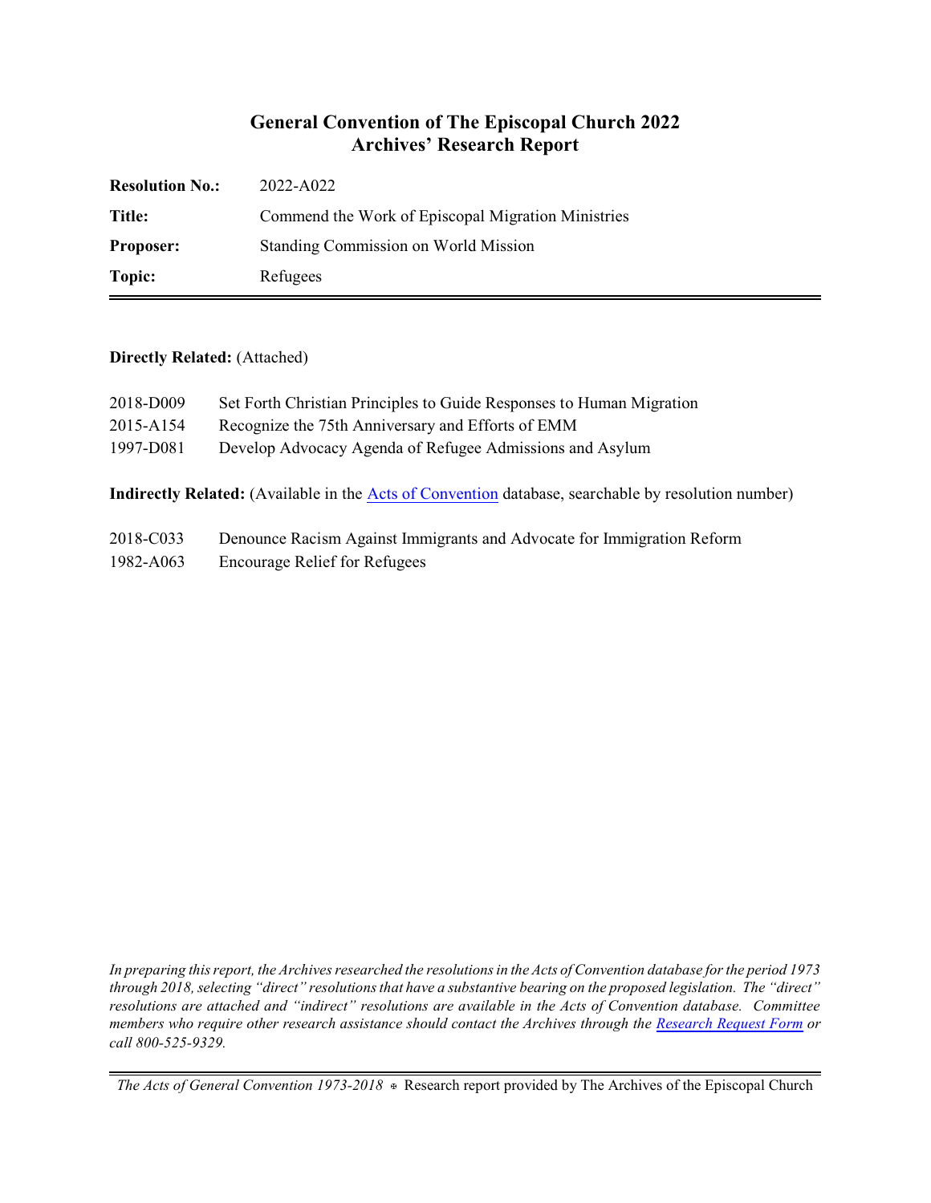# General Convention of The Episcopal Church 2022
## Archives' Research Report

| | |
|---|---|
| **Resolution No.:** | 2022-A022 |
| **Title:** | Commend the Work of Episcopal Migration Ministries |
| **Proposer:** | Standing Commission on World Mission |
| **Topic:** | Refugees |

**Directly Related:** (Attached)

2018-D009 Set Forth Christian Principles to Guide Responses to Human Migration
2015-A154 Recognize the 75th Anniversary and Efforts of EMM
1997-D081 Develop Advocacy Agenda of Refugee Admissions and Asylum

**Indirectly Related:** (Available in the Acts of Convention database, searchable by resolution number)

2018-C033 Denounce Racism Against Immigrants and Advocate for Immigration Reform
1982-A063 Encourage Relief for Refugees

*In preparing this report, the Archives researched the resolutions in the Acts of Convention database for the period 1973 through 2018, selecting "direct" resolutions that have a substantive bearing on the proposed legislation. The "direct" resolutions are attached and "indirect" resolutions are available in the Acts of Convention database. Committee members who require other research assistance should contact the Archives through the Research Request Form or call 800-525-9329.*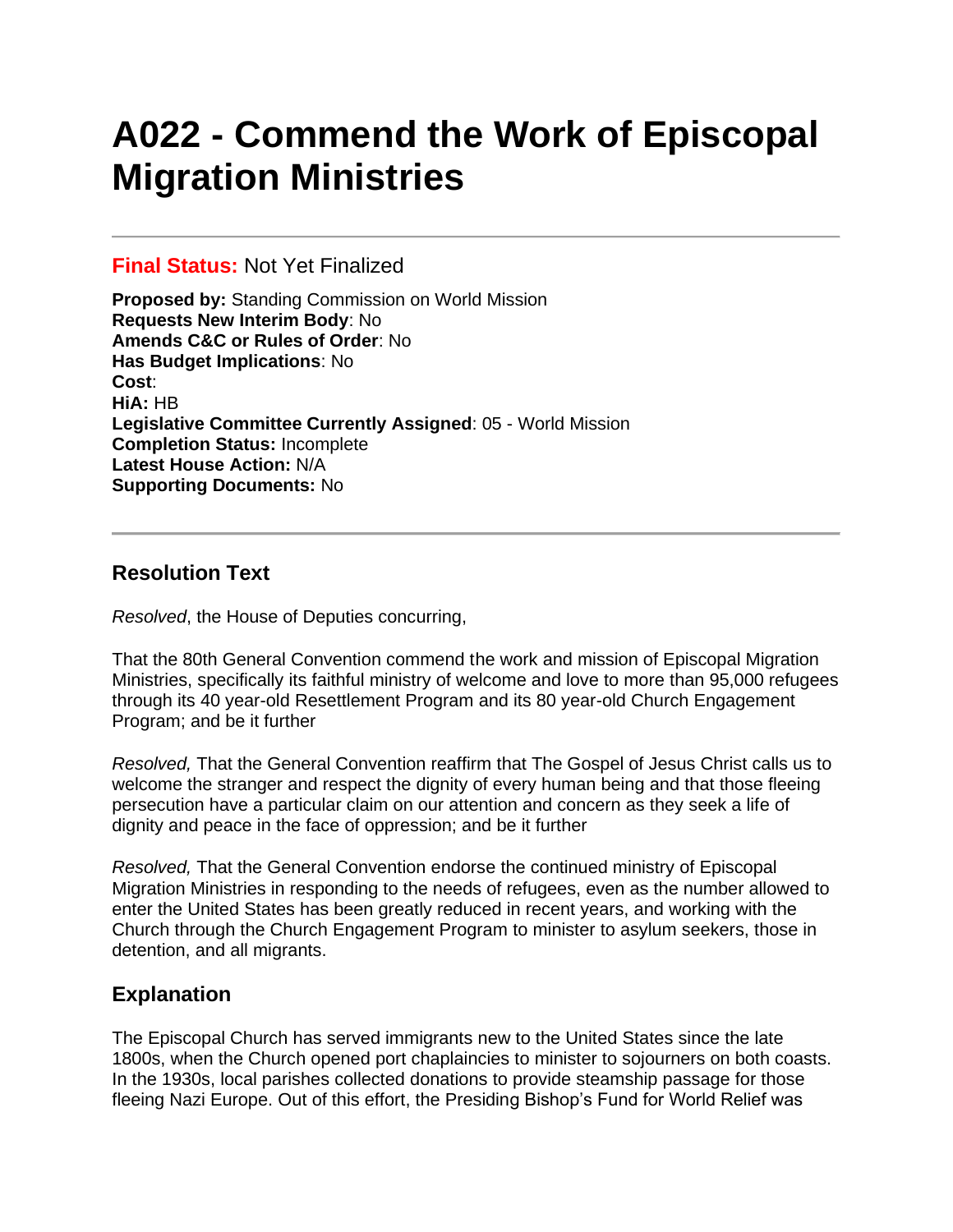# A022 - Commend the Work of Episcopal Migration Ministries

---

**Final Status:** Not Yet Finalized

**Proposed by:** Standing Commission on World Mission
**Requests New Interim Body**: No
**Amends C&C or Rules of Order**: No
**Has Budget Implications**: No
**Cost**:
**HiA:** HB
**Legislative Committee Currently Assigned**: 05 - World Mission
**Completion Status:** Incomplete
**Latest House Action:** N/A
**Supporting Documents:** No

---

## Resolution Text

*Resolved*, the House of Deputies concurring,

That the 80th General Convention commend the work and mission of Episcopal Migration Ministries, specifically its faithful ministry of welcome and love to more than 95,000 refugees through its 40 year-old Resettlement Program and its 80 year-old Church Engagement Program; and be it further

*Resolved,* That the General Convention reaffirm that The Gospel of Jesus Christ calls us to welcome the stranger and respect the dignity of every human being and that those fleeing persecution have a particular claim on our attention and concern as they seek a life of dignity and peace in the face of oppression; and be it further

*Resolved,* That the General Convention endorse the continued ministry of Episcopal Migration Ministries in responding to the needs of refugees, even as the number allowed to enter the United States has been greatly reduced in recent years, and working with the Church through the Church Engagement Program to minister to asylum seekers, those in detention, and all migrants.

## Explanation

The Episcopal Church has served immigrants new to the United States since the late 1800s, when the Church opened port chaplaincies to minister to sojourners on both coasts. In the 1930s, local parishes collected donations to provide steamship passage for those fleeing Nazi Europe. Out of this effort, the Presiding Bishop's Fund for World Relief was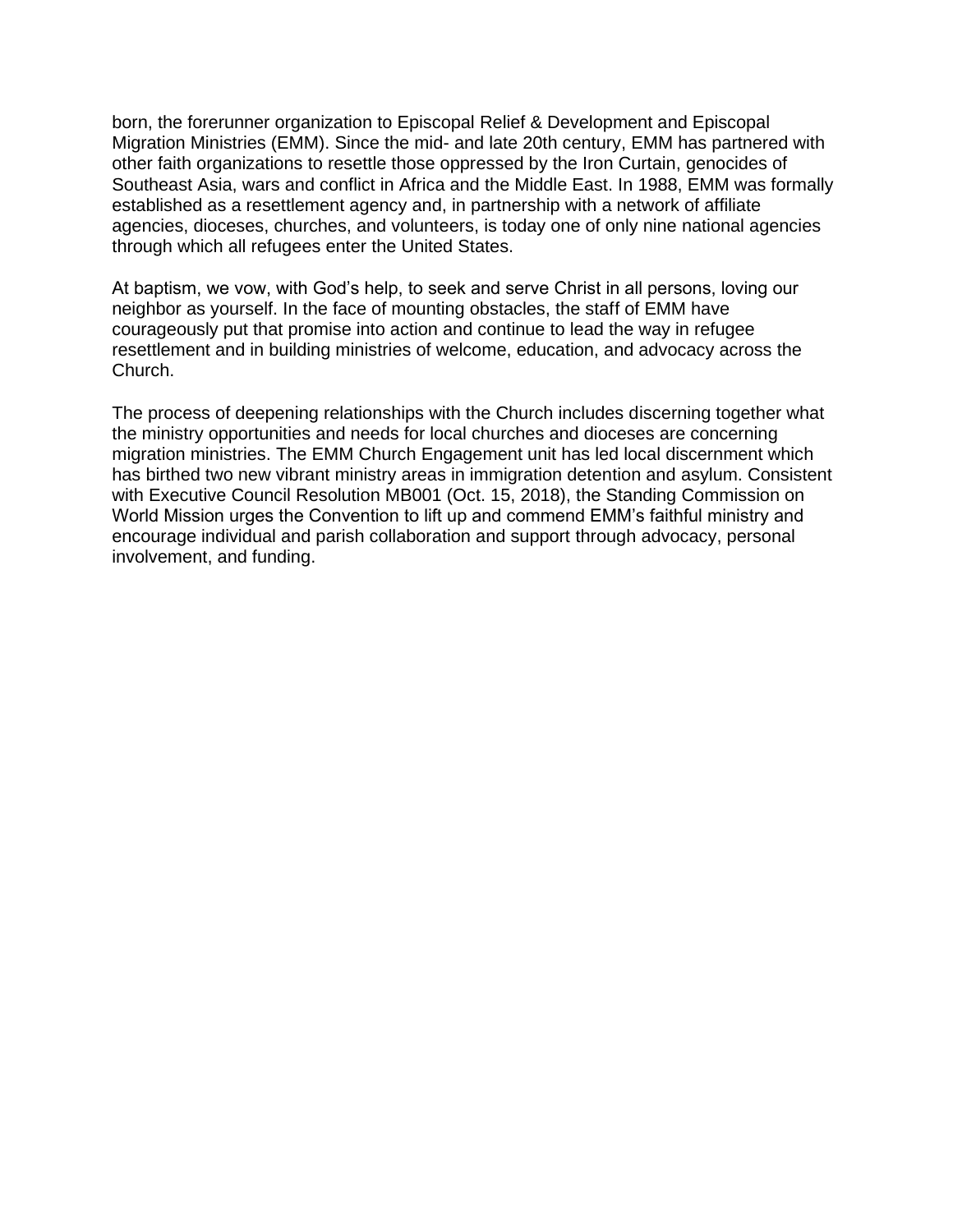born, the forerunner organization to Episcopal Relief & Development and Episcopal Migration Ministries (EMM). Since the mid- and late 20th century, EMM has partnered with other faith organizations to resettle those oppressed by the Iron Curtain, genocides of Southeast Asia, wars and conflict in Africa and the Middle East. In 1988, EMM was formally established as a resettlement agency and, in partnership with a network of affiliate agencies, dioceses, churches, and volunteers, is today one of only nine national agencies through which all refugees enter the United States.

At baptism, we vow, with God's help, to seek and serve Christ in all persons, loving our neighbor as yourself. In the face of mounting obstacles, the staff of EMM have courageously put that promise into action and continue to lead the way in refugee resettlement and in building ministries of welcome, education, and advocacy across the Church.

The process of deepening relationships with the Church includes discerning together what the ministry opportunities and needs for local churches and dioceses are concerning migration ministries. The EMM Church Engagement unit has led local discernment which has birthed two new vibrant ministry areas in immigration detention and asylum. Consistent with Executive Council Resolution MB001 (Oct. 15, 2018), the Standing Commission on World Mission urges the Convention to lift up and commend EMM's faithful ministry and encourage individual and parish collaboration and support through advocacy, personal involvement, and funding.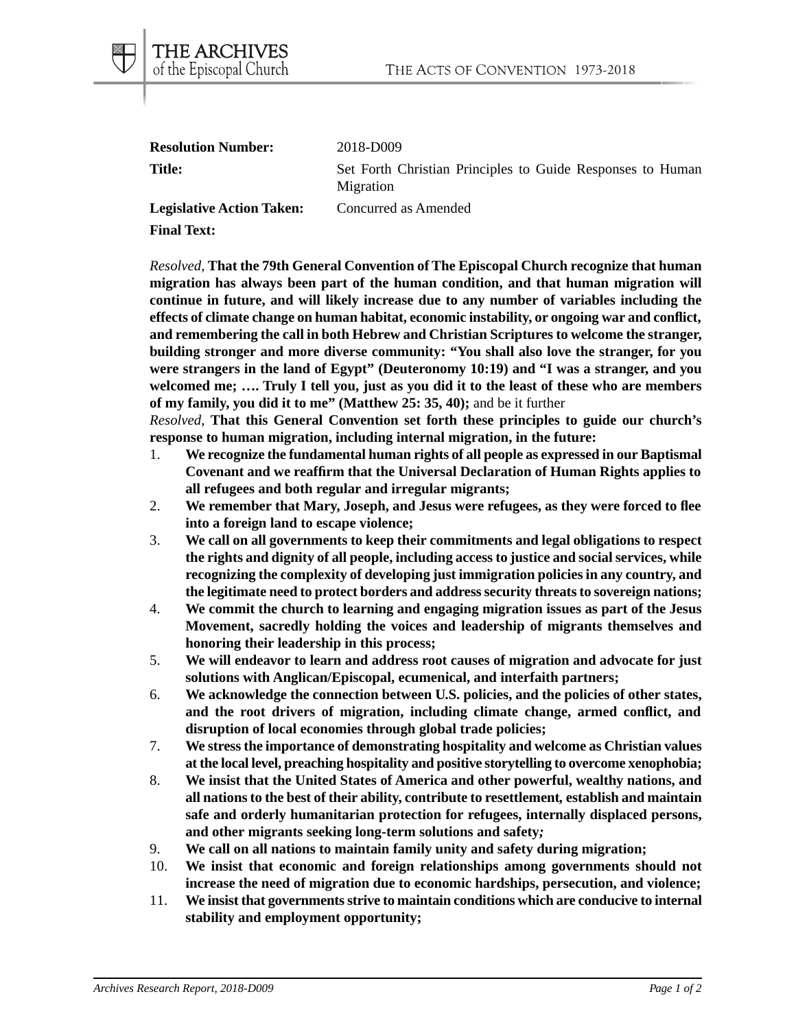**Resolution Number:** 2018-D009

**Title:** Set Forth Christian Principles to Guide Responses to Human Migration

**Legislative Action Taken:** Concurred as Amended

**Final Text:**

*Resolved,* **That the 79th General Convention of The Episcopal Church recognize that human migration has always been part of the human condition, and that human migration will continue in future, and will likely increase due to any number of variables including the effects of climate change on human habitat, economic instability, or ongoing war and conflict, and remembering the call in both Hebrew and Christian Scriptures to welcome the stranger, building stronger and more diverse community: "You shall also love the stranger, for you were strangers in the land of Egypt" (Deuteronomy 10:19) and "I was a stranger, and you welcomed me; …. Truly I tell you, just as you did it to the least of these who are members of my family, you did it to me" (Matthew 25: 35, 40);** and be it further

*Resolved,* **That this General Convention set forth these principles to guide our church's response to human migration, including internal migration, in the future:**

1. **We recognize the fundamental human rights of all people as expressed in our Baptismal Covenant and we reaffirm that the Universal Declaration of Human Rights applies to all refugees and both regular and irregular migrants;**
2. **We remember that Mary, Joseph, and Jesus were refugees, as they were forced to flee into a foreign land to escape violence;**
3. **We call on all governments to keep their commitments and legal obligations to respect the rights and dignity of all people, including access to justice and social services, while recognizing the complexity of developing just immigration policies in any country, and the legitimate need to protect borders and address security threats to sovereign nations;**
4. **We commit the church to learning and engaging migration issues as part of the Jesus Movement, sacredly holding the voices and leadership of migrants themselves and honoring their leadership in this process;**
5. **We will endeavor to learn and address root causes of migration and advocate for just solutions with Anglican/Episcopal, ecumenical, and interfaith partners;**
6. **We acknowledge the connection between U.S. policies, and the policies of other states, and the root drivers of migration, including climate change, armed conflict, and disruption of local economies through global trade policies;**
7. **We stress the importance of demonstrating hospitality and welcome as Christian values at the local level, preaching hospitality and positive storytelling to overcome xenophobia;**
8. **We insist that the United States of America and other powerful, wealthy nations, and all nations to the best of their ability, contribute to resettlement, establish and maintain safe and orderly humanitarian protection for refugees, internally displaced persons, and other migrants seeking long-term solutions and safety;**
9. **We call on all nations to maintain family unity and safety during migration;**
10. **We insist that economic and foreign relationships among governments should not increase the need of migration due to economic hardships, persecution, and violence;**
11. **We insist that governments strive to maintain conditions which are conducive to internal stability and employment opportunity;**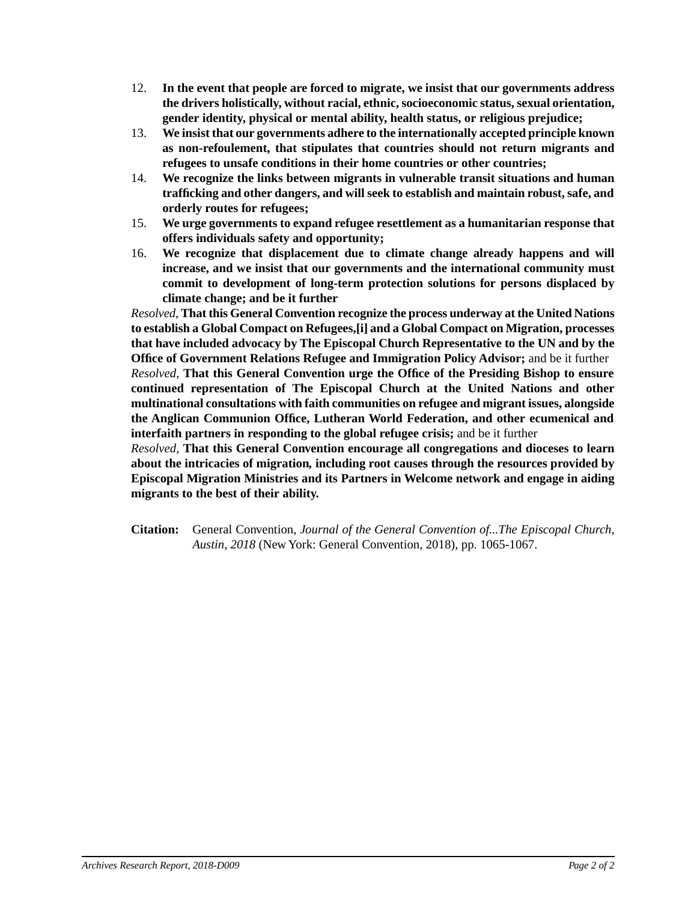12. **In the event that people are forced to migrate, we insist that our governments address the drivers holistically, without racial, ethnic, socioeconomic status, sexual orientation, gender identity, physical or mental ability, health status, or religious prejudice;**
13. **We insist that our governments adhere to the internationally accepted principle known as non-refoulement, that stipulates that countries should not return migrants and refugees to unsafe conditions in their home countries or other countries;**
14. **We recognize the links between migrants in vulnerable transit situations and human trafficking and other dangers, and will seek to establish and maintain robust, safe, and orderly routes for refugees;**
15. **We urge governments to expand refugee resettlement as a humanitarian response that offers individuals safety and opportunity;**
16. **We recognize that displacement due to climate change already happens and will increase, and we insist that our governments and the international community must commit to development of long-term protection solutions for persons displaced by climate change; and be it further**

*Resolved,* **That this General Convention recognize the process underway at the United Nations to establish a Global Compact on Refugees,[i] and a Global Compact on Migration, processes that have included advocacy by The Episcopal Church Representative to the UN and by the Office of Government Relations Refugee and Immigration Policy Advisor;** and be it further

*Resolved,* **That this General Convention urge the Office of the Presiding Bishop to ensure continued representation of The Episcopal Church at the United Nations and other multinational consultations with faith communities on refugee and migrant issues, alongside the Anglican Communion Office, Lutheran World Federation, and other ecumenical and interfaith partners in responding to the global refugee crisis;** and be it further

*Resolved,* **That this General Convention encourage all congregations and dioceses to learn about the intricacies of migration, including root causes through the resources provided by Episcopal Migration Ministries and its Partners in Welcome network and engage in aiding migrants to the best of their ability.**

**Citation:** General Convention, *Journal of the General Convention of...The Episcopal Church, Austin, 2018* (New York: General Convention, 2018), pp. 1065-1067.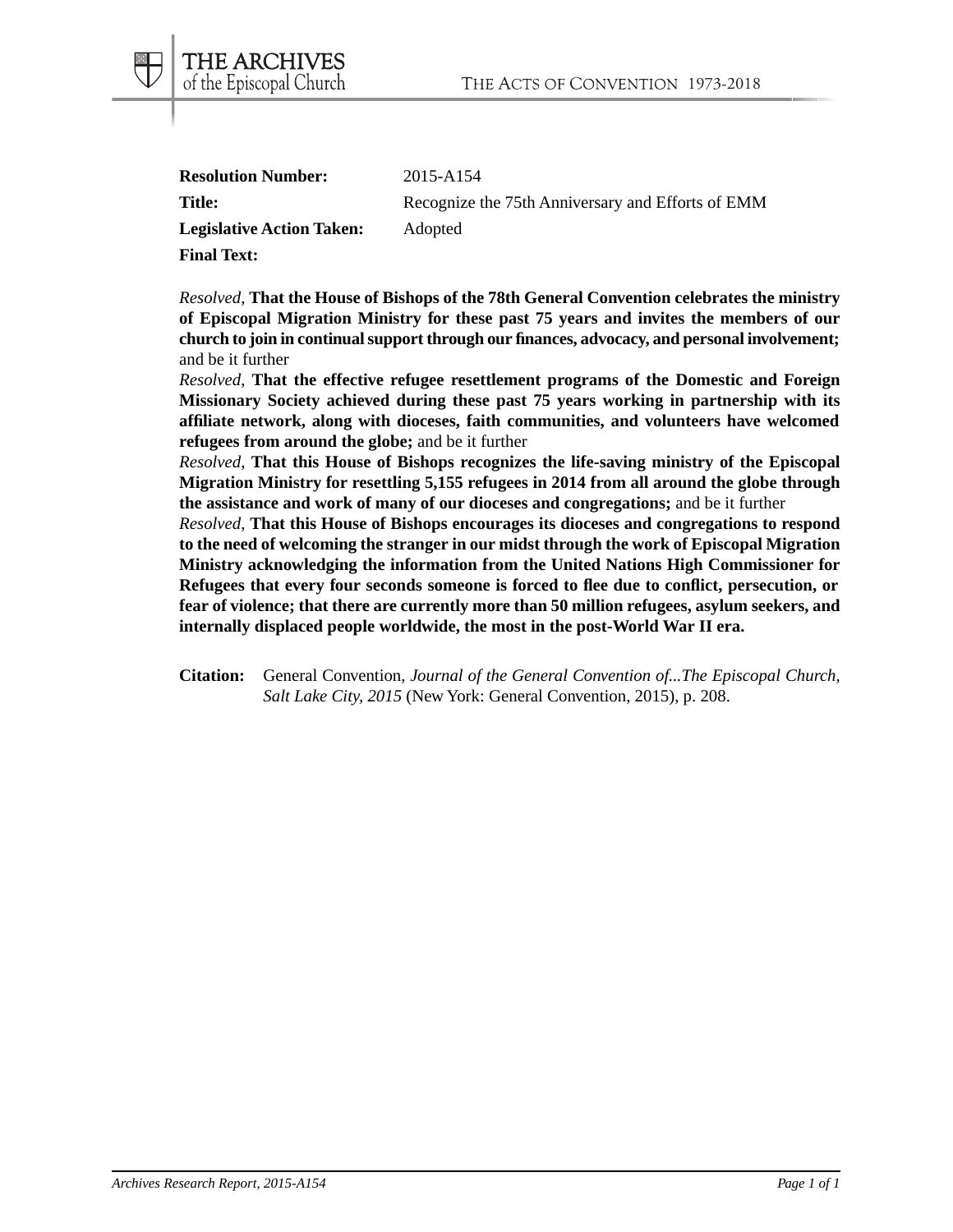**Resolution Number:** 2015-A154

**Title:** Recognize the 75th Anniversary and Efforts of EMM

**Legislative Action Taken:** Adopted

**Final Text:**

*Resolved,* **That the House of Bishops of the 78th General Convention celebrates the ministry of Episcopal Migration Ministry for these past 75 years and invites the members of our church to join in continual support through our finances, advocacy, and personal involvement;** and be it further

*Resolved,* **That the effective refugee resettlement programs of the Domestic and Foreign Missionary Society achieved during these past 75 years working in partnership with its affiliate network, along with dioceses, faith communities, and volunteers have welcomed refugees from around the globe;** and be it further

*Resolved,* **That this House of Bishops recognizes the life-saving ministry of the Episcopal Migration Ministry for resettling 5,155 refugees in 2014 from all around the globe through the assistance and work of many of our dioceses and congregations;** and be it further

*Resolved,* **That this House of Bishops encourages its dioceses and congregations to respond to the need of welcoming the stranger in our midst through the work of Episcopal Migration Ministry acknowledging the information from the United Nations High Commissioner for Refugees that every four seconds someone is forced to flee due to conflict, persecution, or fear of violence; that there are currently more than 50 million refugees, asylum seekers, and internally displaced people worldwide, the most in the post-World War II era.**

**Citation:** General Convention, *Journal of the General Convention of...The Episcopal Church, Salt Lake City, 2015* (New York: General Convention, 2015), p. 208.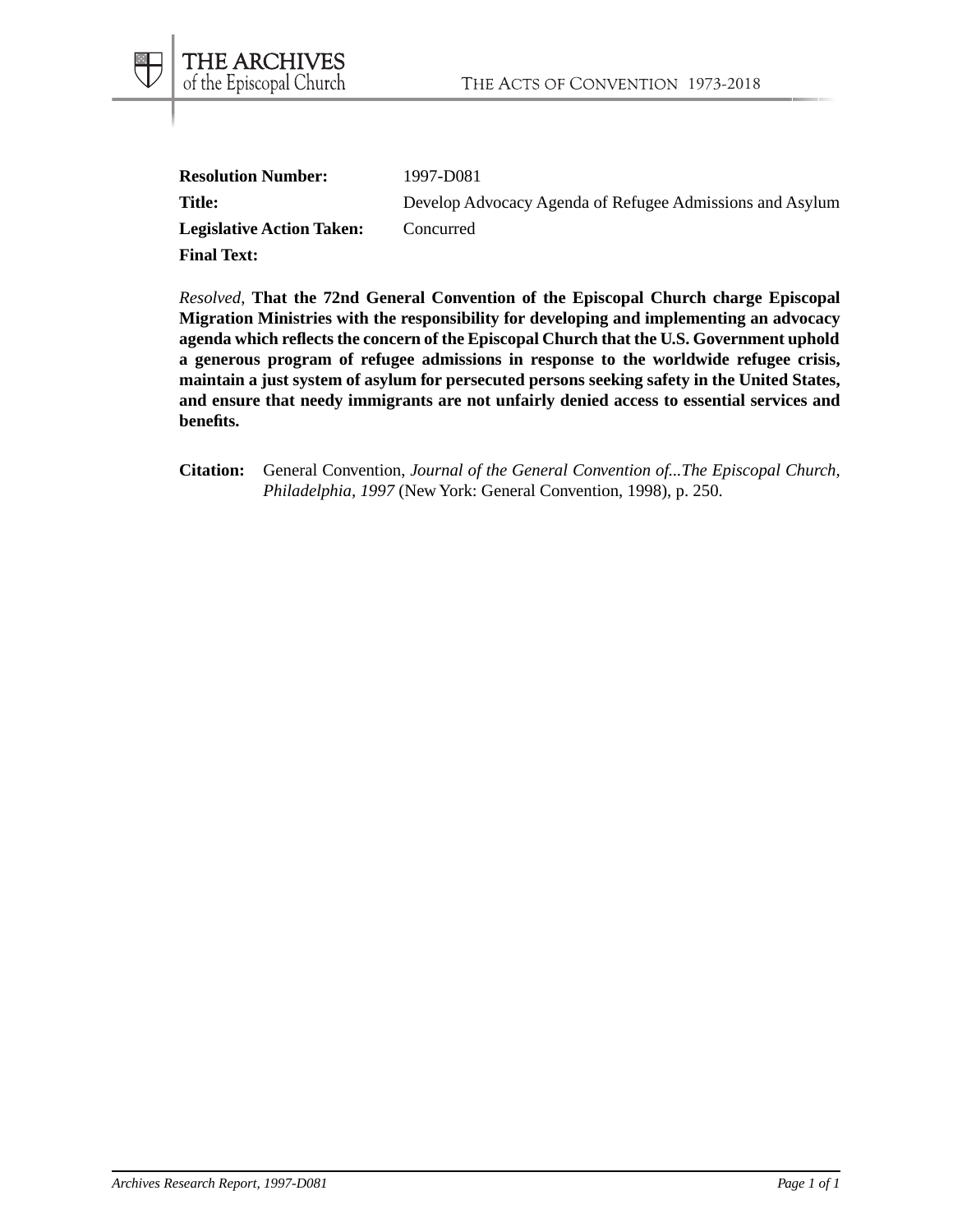**Resolution Number:** 1997-D081

**Title:** Develop Advocacy Agenda of Refugee Admissions and Asylum

**Legislative Action Taken:** Concurred

**Final Text:**

*Resolved,* **That the 72nd General Convention of the Episcopal Church charge Episcopal Migration Ministries with the responsibility for developing and implementing an advocacy agenda which reflects the concern of the Episcopal Church that the U.S. Government uphold a generous program of refugee admissions in response to the worldwide refugee crisis, maintain a just system of asylum for persecuted persons seeking safety in the United States, and ensure that needy immigrants are not unfairly denied access to essential services and benefits.**

**Citation:** General Convention, *Journal of the General Convention of...The Episcopal Church, Philadelphia, 1997* (New York: General Convention, 1998), p. 250.